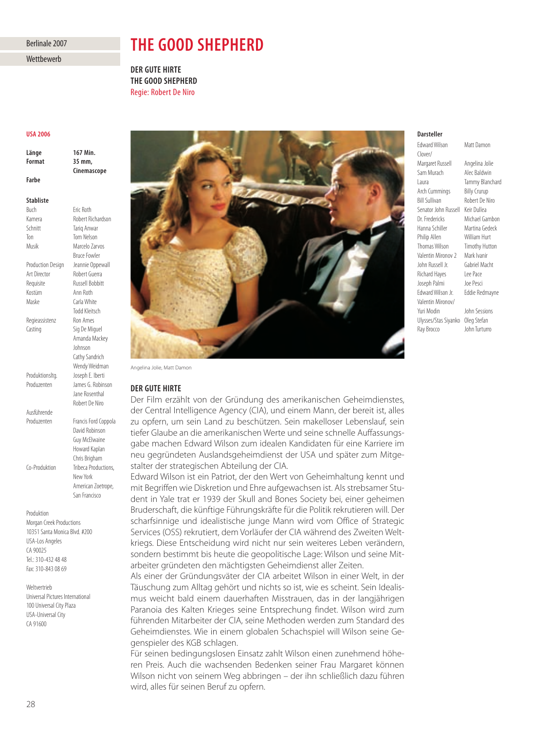Berlinale 2007

Wettbewerb

# THE GOOD SHEPHERD

**DER GUTE HIRTE**
**THE GOOD SHEPHERD**
Regie: Robert De Niro

**USA 2006**

| | |
|---|---|
| **Länge** | **167 Min.** |
| **Format** | **35 mm, Cinemascope** |
| **Farbe** | |

**Stabliste**

| | |
|---|---|
| Buch | Eric Roth |
| Kamera | Robert Richardson |
| Schnitt | Tariq Anwar |
| Ton | Tom Nelson |
| Musik | Marcelo Zarvos, Bruce Fowler |
| Production Design | Jeannie Oppewall |
| Art Director | Robert Guerra |
| Requisite | Russell Bobbitt |
| Kostüm | Ann Roth |
| Maske | Carla White, Todd Kleitsch |
| Regieassistenz | Ron Ames |
| Casting | Sig De Miguel, Amanda Mackey Johnson, Cathy Sandrich, Wendy Weidman |
| Produktionsltg. | Joseph E. Iberti |
| Produzenten | James G. Robinson, Jane Rosenthal, Robert De Niro |
| Ausführende Produzenten | Francis Ford Coppola, David Robinson, Guy McElwaine, Howard Kaplan, Chris Brigham |
| Co-Produktion | Tribeca Productions, New York; American Zoetrope, San Francisco |

Produktion
Morgan Creek Productions
10351 Santa Monica Blvd. #200
USA-Los Angeles
CA 90025
Tel.: 310-432 48 48
Fax: 310-843 08 69

Weltvertrieb
Universal Pictures International
100 Universal City Plaza
USA-Universal City
CA 91600

Angelina Jolie, Matt Damon

**Darsteller**

| | |
|---|---|
| Edward Wilson | Matt Damon |
| Clover/ Margaret Russell | Angelina Jolie |
| Sam Murach | Alec Baldwin |
| Laura | Tammy Blanchard |
| Arch Cummings | Billy Crurup |
| Bill Sullivan | Robert De Niro |
| Senator John Russell | Keir Dullea |
| Dr. Fredericks | Michael Gambon |
| Hanna Schiller | Martina Gedeck |
| Philip Allen | William Hurt |
| Thomas Wilson | Timothy Hutton |
| Valentin Mironov 2 | Mark Ivanir |
| John Russell Jr. | Gabriel Macht |
| Richard Hayes | Lee Pace |
| Joseph Palmi | Joe Pesci |
| Edward Wilson Jr. | Eddie Redmayne |
| Valentin Mironov/ Yuri Modin | John Sessions |
| Ulysses/Stas Siyanko | Oleg Stefan |
| Ray Brocco | John Turturro |

## DER GUTE HIRTE

Der Film erzählt von der Gründung des amerikanischen Geheimdienstes, der Central Intelligence Agency (CIA), und einem Mann, der bereit ist, alles zu opfern, um sein Land zu beschützen. Sein makelloser Lebenslauf, sein tiefer Glaube an die amerikanischen Werte und seine schnelle Auffassungsgabe machen Edward Wilson zum idealen Kandidaten für eine Karriere im neu gegründeten Auslandsgeheimdienst der USA und später zum Mitgestalter der strategischen Abteilung der CIA.

Edward Wilson ist ein Patriot, der den Wert von Geheimhaltung kennt und mit Begriffen wie Diskretion und Ehre aufgewachsen ist. Als strebsamer Student in Yale trat er 1939 der Skull and Bones Society bei, einer geheimen Bruderschaft, die künftige Führungskräfte für die Politik rekrutieren will. Der scharfsinnige und idealistische junge Mann wird vom Office of Strategic Services (OSS) rekrutiert, dem Vorläufer der CIA während des Zweiten Weltkriegs. Diese Entscheidung wird nicht nur sein weiteres Leben verändern, sondern bestimmt bis heute die geopolitische Lage: Wilson und seine Mitarbeiter gründeten den mächtigsten Geheimdienst aller Zeiten.

Als einer der Gründungsväter der CIA arbeitet Wilson in einer Welt, in der Täuschung zum Alltag gehört und nichts so ist, wie es scheint. Sein Idealismus weicht bald einem dauerhaften Misstrauen, das in der langjährigen Paranoia des Kalten Krieges seine Entsprechung findet. Wilson wird zum führenden Mitarbeiter der CIA, seine Methoden werden zum Standard des Geheimdienstes. Wie in einem globalen Schachspiel will Wilson seine Gegenspieler des KGB schlagen.

Für seinen bedingungslosen Einsatz zahlt Wilson einen zunehmend höheren Preis. Auch die wachsenden Bedenken seiner Frau Margaret können Wilson nicht von seinem Weg abbringen – der ihn schließlich dazu führen wird, alles für seinen Beruf zu opfern.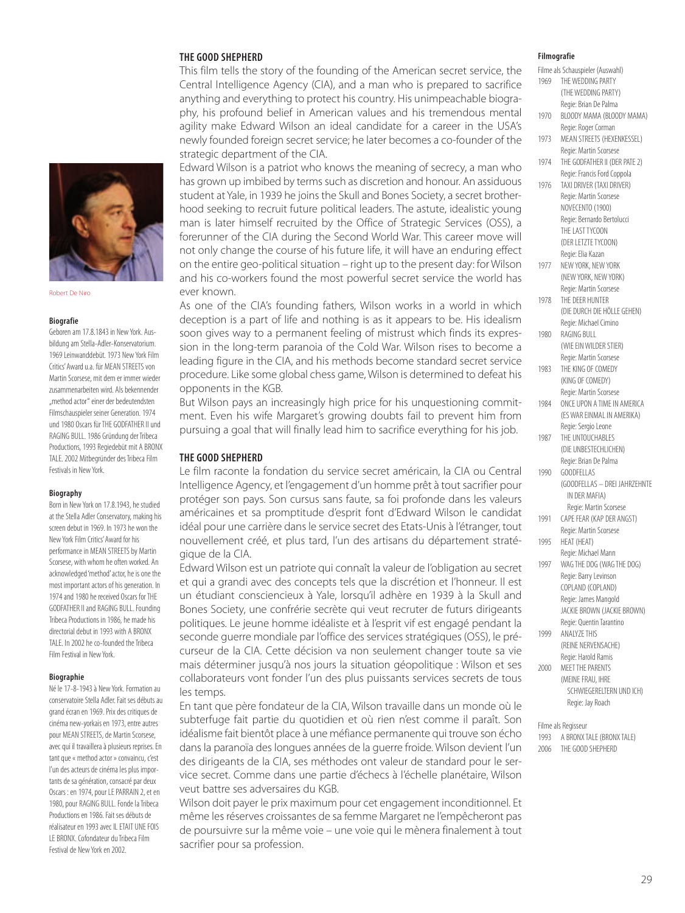## THE GOOD SHEPHERD

This film tells the story of the founding of the American secret service, the Central Intelligence Agency (CIA), and a man who is prepared to sacrifice anything and everything to protect his country. His unimpeachable biography, his profound belief in American values and his tremendous mental agility make Edward Wilson an ideal candidate for a career in the USA's newly founded foreign secret service; he later becomes a co-founder of the strategic department of the CIA.

Edward Wilson is a patriot who knows the meaning of secrecy, a man who has grown up imbibed by terms such as discretion and honour. An assiduous student at Yale, in 1939 he joins the Skull and Bones Society, a secret brotherhood seeking to recruit future political leaders. The astute, idealistic young man is later himself recruited by the Office of Strategic Services (OSS), a forerunner of the CIA during the Second World War. This career move will not only change the course of his future life, it will have an enduring effect on the entire geo-political situation – right up to the present day: for Wilson and his co-workers found the most powerful secret service the world has ever known.

As one of the CIA's founding fathers, Wilson works in a world in which deception is a part of life and nothing is as it appears to be. His idealism soon gives way to a permanent feeling of mistrust which finds its expression in the long-term paranoia of the Cold War. Wilson rises to become a leading figure in the CIA, and his methods become standard secret service procedure. Like some global chess game, Wilson is determined to defeat his opponents in the KGB.

But Wilson pays an increasingly high price for his unquestioning commitment. Even his wife Margaret's growing doubts fail to prevent him from pursuing a goal that will finally lead him to sacrifice everything for his job.

## THE GOOD SHEPHERD

Le film raconte la fondation du service secret américain, la CIA ou Central Intelligence Agency, et l'engagement d'un homme prêt à tout sacrifier pour protéger son pays. Son cursus sans faute, sa foi profonde dans les valeurs américaines et sa promptitude d'esprit font d'Edward Wilson le candidat idéal pour une carrière dans le service secret des Etats-Unis à l'étranger, tout nouvellement créé, et plus tard, l'un des artisans du département stratégique de la CIA.

Edward Wilson est un patriote qui connaît la valeur de l'obligation au secret et qui a grandi avec des concepts tels que la discrétion et l'honneur. Il est un étudiant consciencieux à Yale, lorsqu'il adhère en 1939 à la Skull and Bones Society, une confrérie secrète qui veut recruter de futurs dirigeants politiques. Le jeune homme idéaliste et à l'esprit vif est engagé pendant la seconde guerre mondiale par l'office des services stratégiques (OSS), le précurseur de la CIA. Cette décision va non seulement changer toute sa vie mais déterminer jusqu'à nos jours la situation géopolitique : Wilson et ses collaborateurs vont fonder l'un des plus puissants services secrets de tous les temps.

En tant que père fondateur de la CIA, Wilson travaille dans un monde où le subterfuge fait partie du quotidien et où rien n'est comme il paraît. Son idéalisme fait bientôt place à une méfiance permanente qui trouve son écho dans la paranoïa des longues années de la guerre froide. Wilson devient l'un des dirigeants de la CIA, ses méthodes ont valeur de standard pour le service secret. Comme dans une partie d'échecs à l'échelle planétaire, Wilson veut battre ses adversaires du KGB.

Wilson doit payer le prix maximum pour cet engagement inconditionnel. Et même les réserves croissantes de sa femme Margaret ne l'empêcheront pas de poursuivre sur la même voie – une voie qui le mènera finalement à tout sacrifier pour sa profession.

Robert De Niro

### Biografie

Geboren am 17.8.1843 in New York. Ausbildung am Stella-Adler-Konservatorium. 1969 Leinwanddebüt. 1973 New York Film Critics' Award u.a. für MEAN STREETS von Martin Scorsese, mit dem er immer wieder zusammenarbeiten wird. Als bekennender „method actor" einer der bedeutendsten Filmschauspieler seiner Generation. 1974 und 1980 Oscars für THE GODFATHER II und RAGING BULL. 1986 Gründung der Tribeca Productions, 1993 Regiedebüt mit A BRONX TALE. 2002 Mitbegründer des Tribeca Film Festivals in New York.

### Biography

Born in New York on 17.8.1943, he studied at the Stella Adler Conservatory, making his screen debut in 1969. In 1973 he won the New York Film Critics' Award for his performance in MEAN STREETS by Martin Scorsese, with whom he often worked. An acknowledged 'method' actor, he is one the most important actors of his generation. In 1974 and 1980 he received Oscars for THE GODFATHER II and RAGING BULL. Founding Tribeca Productions in 1986, he made his directorial debut in 1993 with A BRONX TALE. In 2002 he co-founded the Tribeca Film Festival in New York.

### Biographie

Né le 17–8–1943 à New York. Formation au conservatoire Stella Adler. Fait ses débuts au grand écran en 1969. Prix des critiques de cinéma new-yorkais en 1973, entre autres pour MEAN STREETS, de Martin Scorsese, avec qui il travaillera à plusieurs reprises. En tant que « method actor » convaincu, c'est l'un des acteurs de cinéma les plus importants de sa génération, consacré par deux Oscars : en 1974, pour LE PARRAIN 2, et en 1980, pour RAGING BULL. Fonde la Tribeca Productions en 1986. Fait ses débuts de réalisateur en 1993 avec IL ETAIT UNE FOIS LE BRONX. Cofondateur du Tribeca Film Festival de New York en 2002.

### Filmografie

Filme als Schauspieler (Auswahl)

- 1969 THE WEDDING PARTY (THE WEDDING PARTY) Regie: Brian De Palma
- 1970 BLOODY MAMA (BLOODY MAMA) Regie: Roger Corman
- 1973 MEAN STREETS (HEXENKESSEL) Regie: Martin Scorsese
- 1974 THE GODFATHER II (DER PATE 2) Regie: Francis Ford Coppola
- 1976 TAXI DRIVER (TAXI DRIVER) Regie: Martin Scorsese
  NOVECENTO (1900) Regie: Bernardo Bertolucci
  THE LAST TYCOON (DER LETZTE TYCOON) Regie: Elia Kazan
- 1977 NEW YORK, NEW YORK (NEW YORK, NEW YORK) Regie: Martin Scorsese
- 1978 THE DEER HUNTER (DIE DURCH DIE HÖLLE GEHEN) Regie: Michael Cimino
- 1980 RAGING BULL (WIE EIN WILDER STIER) Regie: Martin Scorsese
- 1983 THE KING OF COMEDY (KING OF COMEDY) Regie: Martin Scorsese
- 1984 ONCE UPON A TIME IN AMERICA (ES WAR EINMAL IN AMERIKA) Regie: Sergio Leone
- 1987 THE UNTOUCHABLES (DIE UNBESTECHLICHEN) Regie: Brian De Palma
- 1990 GOODFELLAS (GOODFELLAS – DREI JAHRZEHNTE IN DER MAFIA) Regie: Martin Scorsese
- 1991 CAPE FEAR (KAP DER ANGST) Regie: Martin Scorsese
- 1995 HEAT (HEAT) Regie: Michael Mann
- 1997 WAG THE DOG (WAG THE DOG) Regie: Barry Levinson
  COPLAND (COPLAND) Regie: James Mangold
  JACKIE BROWN (JACKIE BROWN) Regie: Quentin Tarantino
- 1999 ANALYZE THIS (REINE NERVENSACHE) Regie: Harold Ramis
- 2000 MEET THE PARENTS (MEINE FRAU, IHRE SCHWIEGERELTERN UND ICH) Regie: Jay Roach

Filme als Regisseur

- 1993 A BRONX TALE (BRONX TALE)
- 2006 THE GOOD SHEPHERD